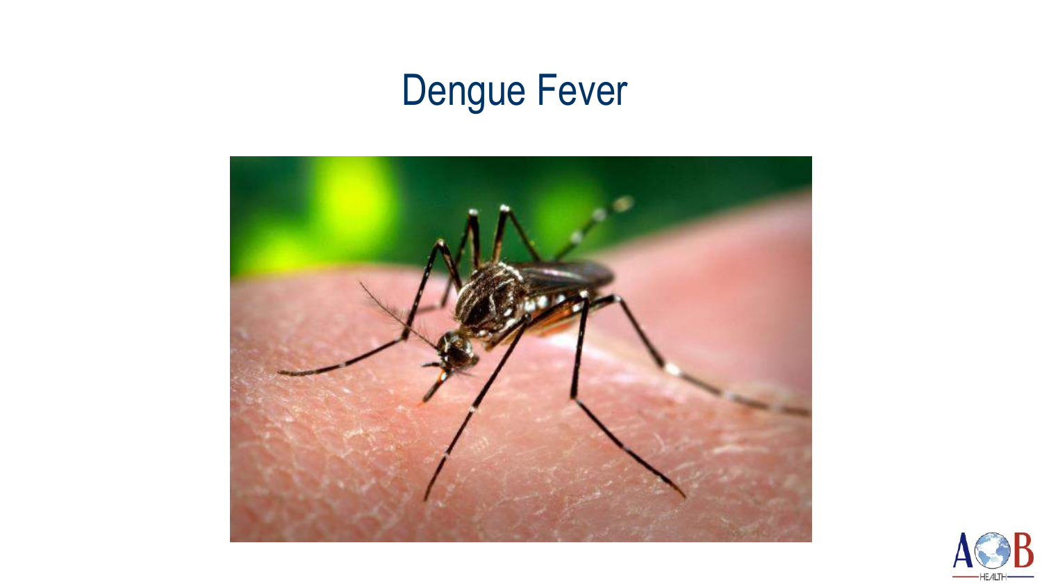# Dengue Fever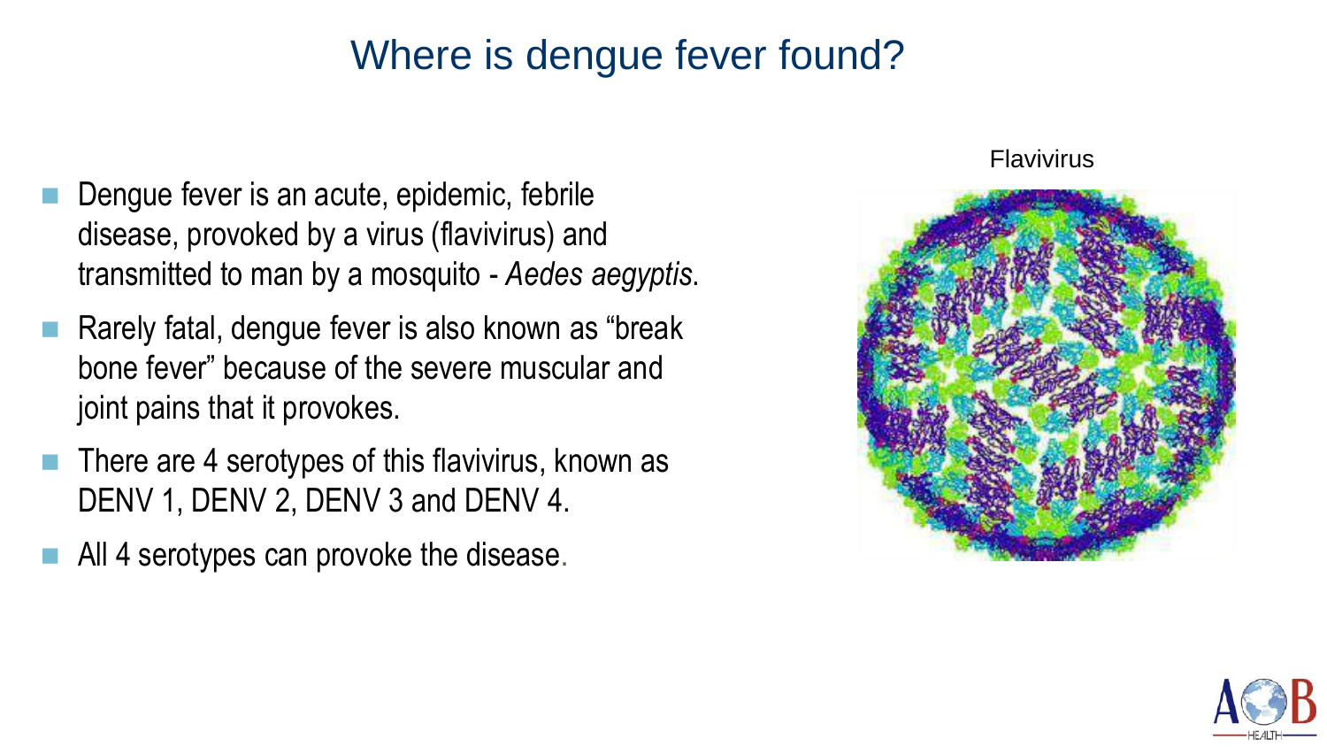# Where is dengue fever found?

- Dengue fever is an acute, epidemic, febrile disease, provoked by a virus (flavivirus) and transmitted to man by a mosquito - *Aedes aegyptis*.
- Rarely fatal, dengue fever is also known as “break bone fever” because of the severe muscular and joint pains that it provokes.
- There are 4 serotypes of this flavivirus, known as DENV 1, DENV 2, DENV 3 and DENV 4.
- All 4 serotypes can provoke the disease.

Flavivirus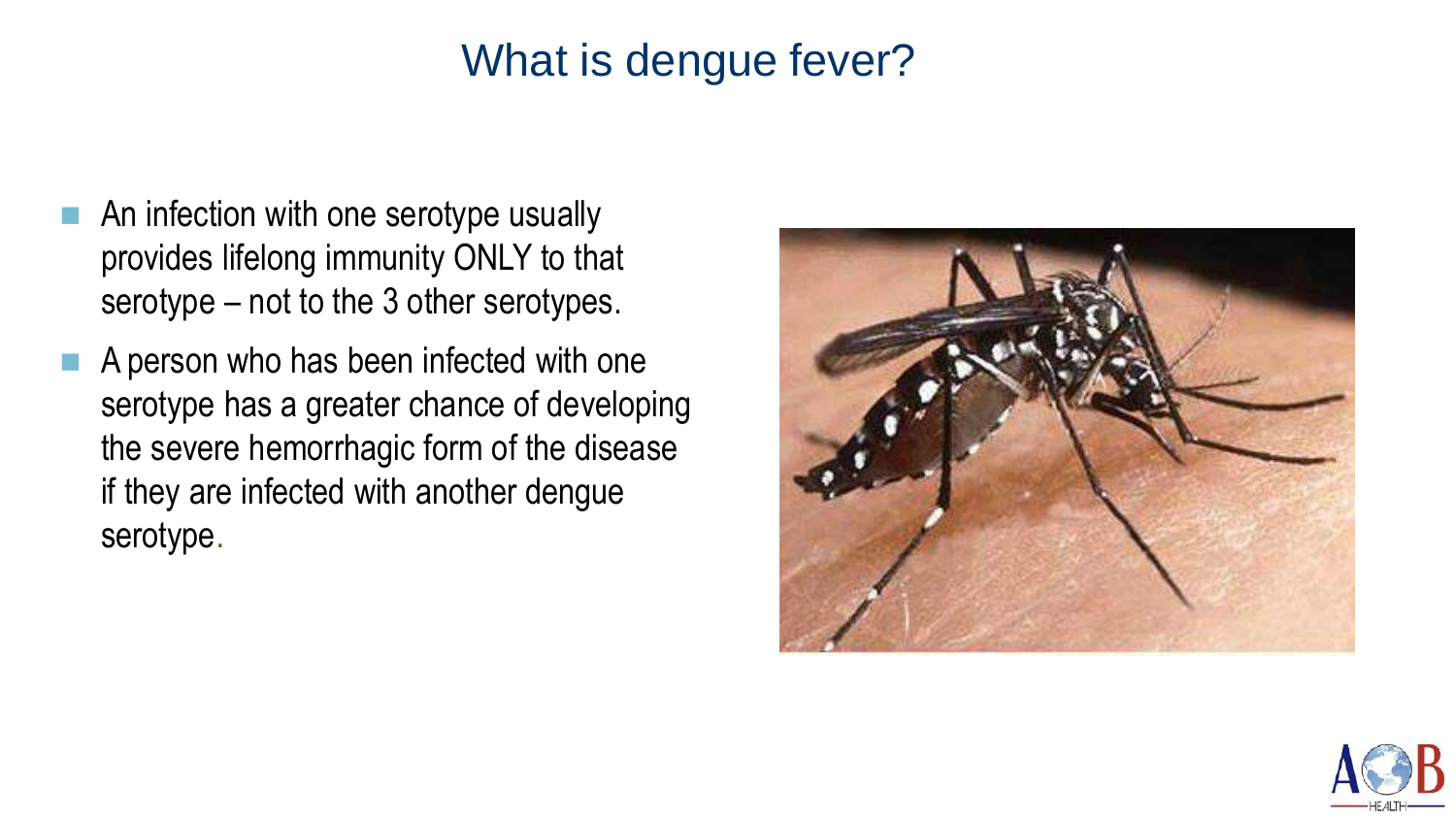# What is dengue fever?

- An infection with one serotype usually provides lifelong immunity ONLY to that serotype – not to the 3 other serotypes.
- A person who has been infected with one serotype has a greater chance of developing the severe hemorrhagic form of the disease if they are infected with another dengue serotype.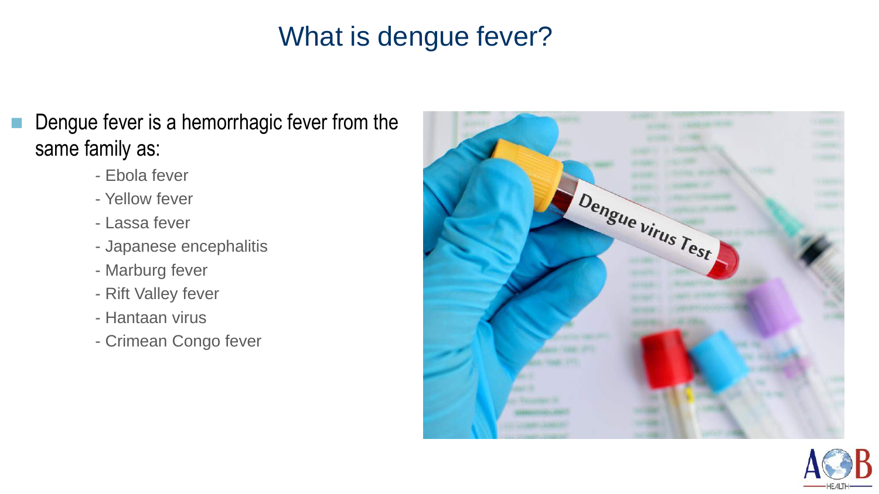# What is dengue fever?

- Dengue fever is a hemorrhagic fever from the same family as:
  - Ebola fever
  - Yellow fever
  - Lassa fever
  - Japanese encephalitis
  - Marburg fever
  - Rift Valley fever
  - Hantaan virus
  - Crimean Congo fever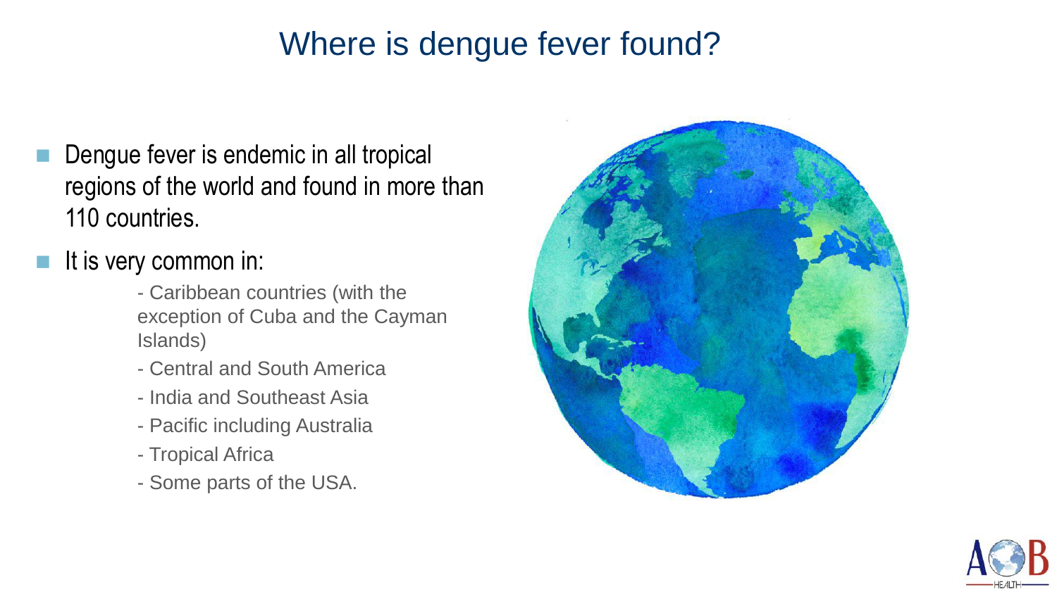# Where is dengue fever found?

- Dengue fever is endemic in all tropical regions of the world and found in more than 110 countries.
- It is very common in:
  - Caribbean countries (with the exception of Cuba and the Cayman Islands)
  - Central and South America
  - India and Southeast Asia
  - Pacific including Australia
  - Tropical Africa
  - Some parts of the USA.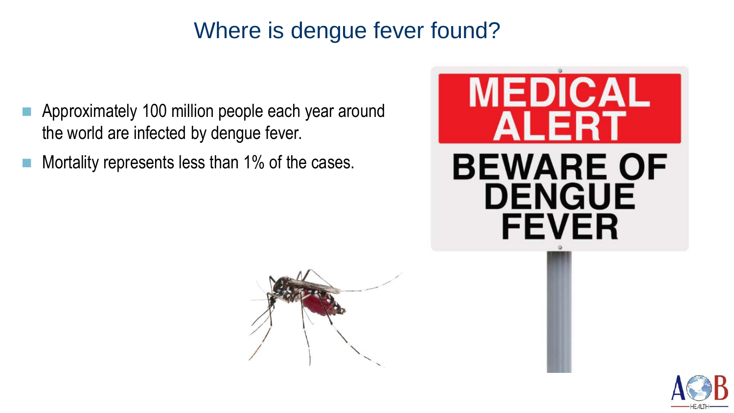# Where is dengue fever found?

- Approximately 100 million people each year around the world are infected by dengue fever.
- Mortality represents less than 1% of the cases.

MEDICAL ALERT

BEWARE OF DENGUE FEVER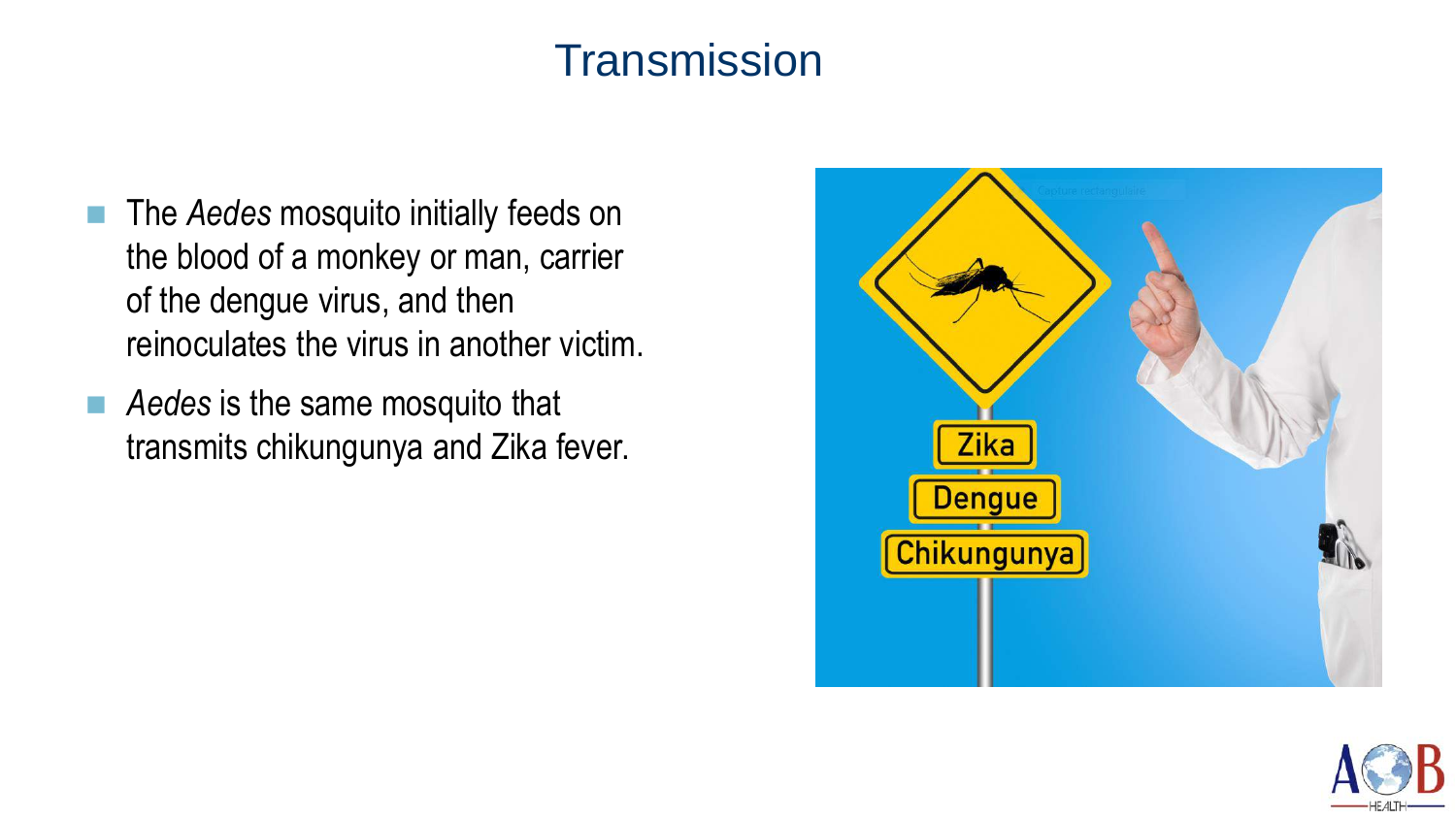# Transmission

- The *Aedes* mosquito initially feeds on the blood of a monkey or man, carrier of the dengue virus, and then reinoculates the virus in another victim.
- *Aedes* is the same mosquito that transmits chikungunya and Zika fever.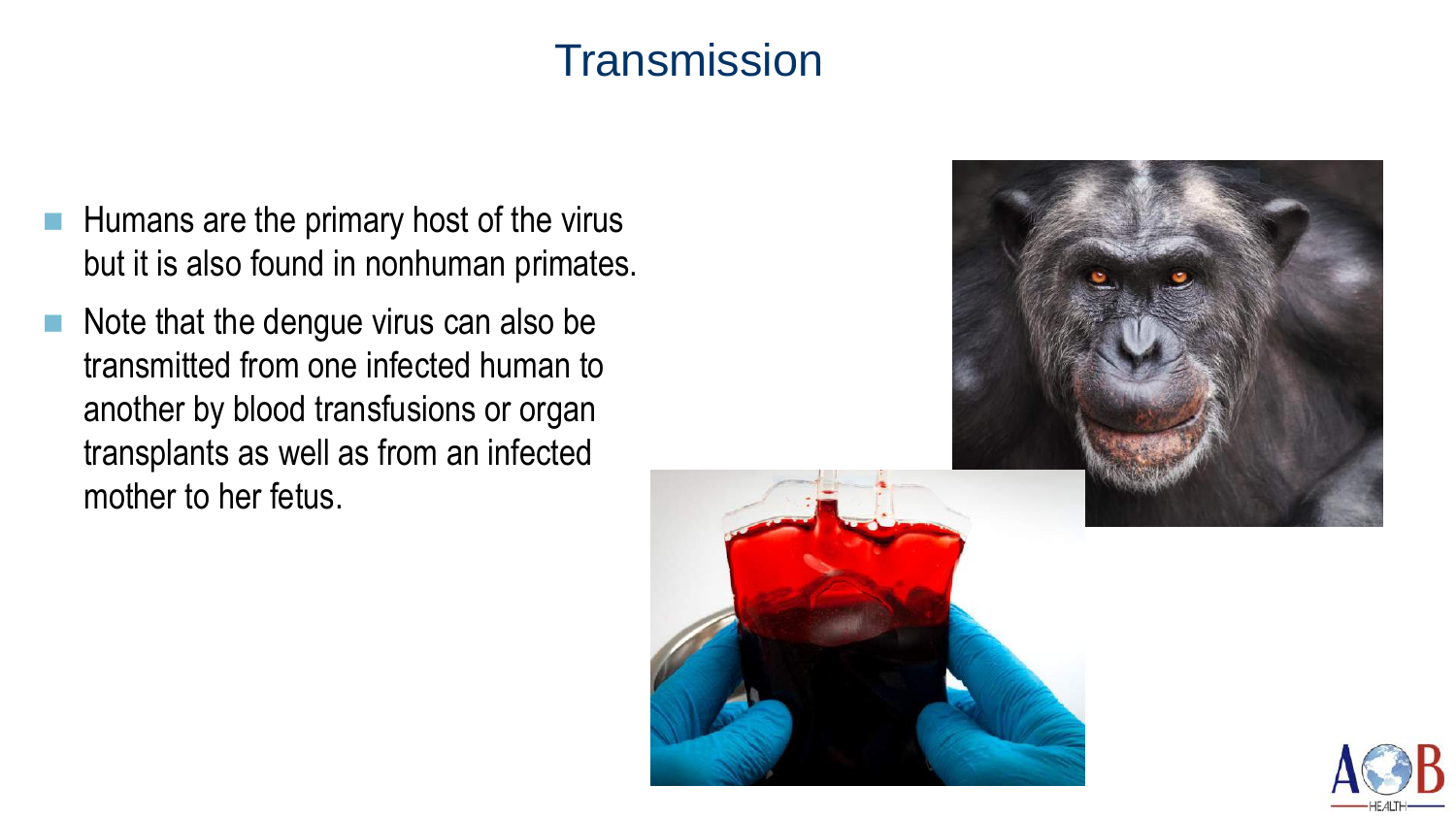# Transmission

- Humans are the primary host of the virus but it is also found in nonhuman primates.
- Note that the dengue virus can also be transmitted from one infected human to another by blood transfusions or organ transplants as well as from an infected mother to her fetus.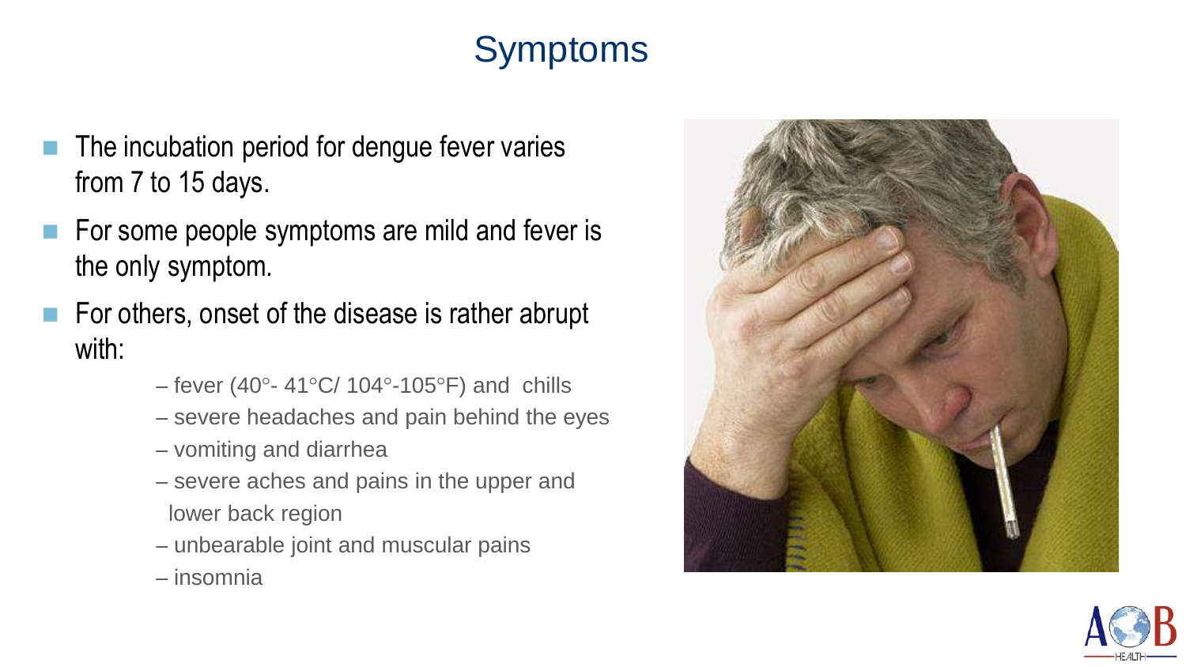# Symptoms

- The incubation period for dengue fever varies from 7 to 15 days.
- For some people symptoms are mild and fever is the only symptom.
- For others, onset of the disease is rather abrupt with:
  - fever (40°- 41°C/ 104°-105°F) and chills
  - severe headaches and pain behind the eyes
  - vomiting and diarrhea
  - severe aches and pains in the upper and lower back region
  - unbearable joint and muscular pains
  - insomnia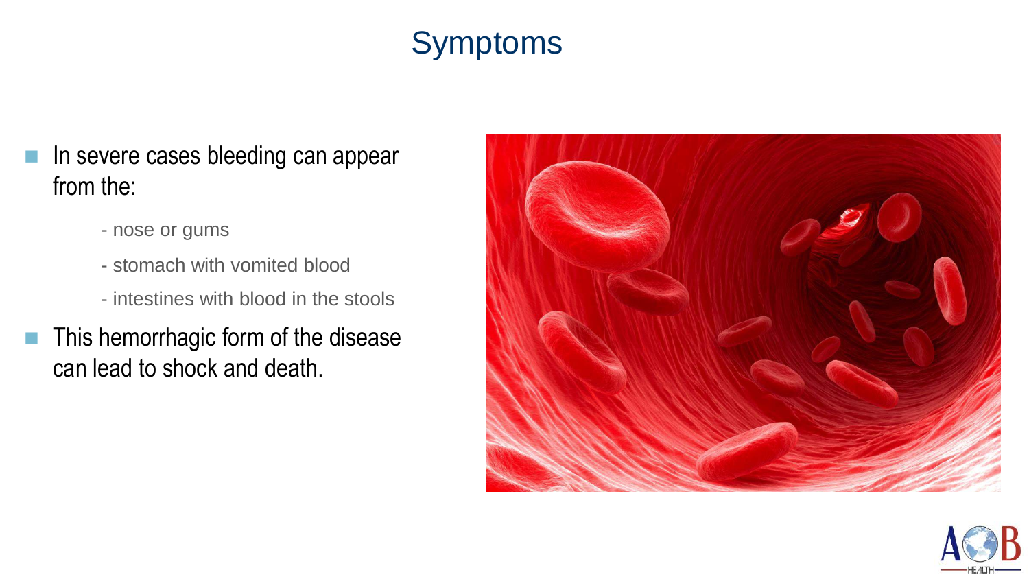# Symptoms

- In severe cases bleeding can appear from the:
  - nose or gums
  - stomach with vomited blood
  - intestines with blood in the stools
- This hemorrhagic form of the disease can lead to shock and death.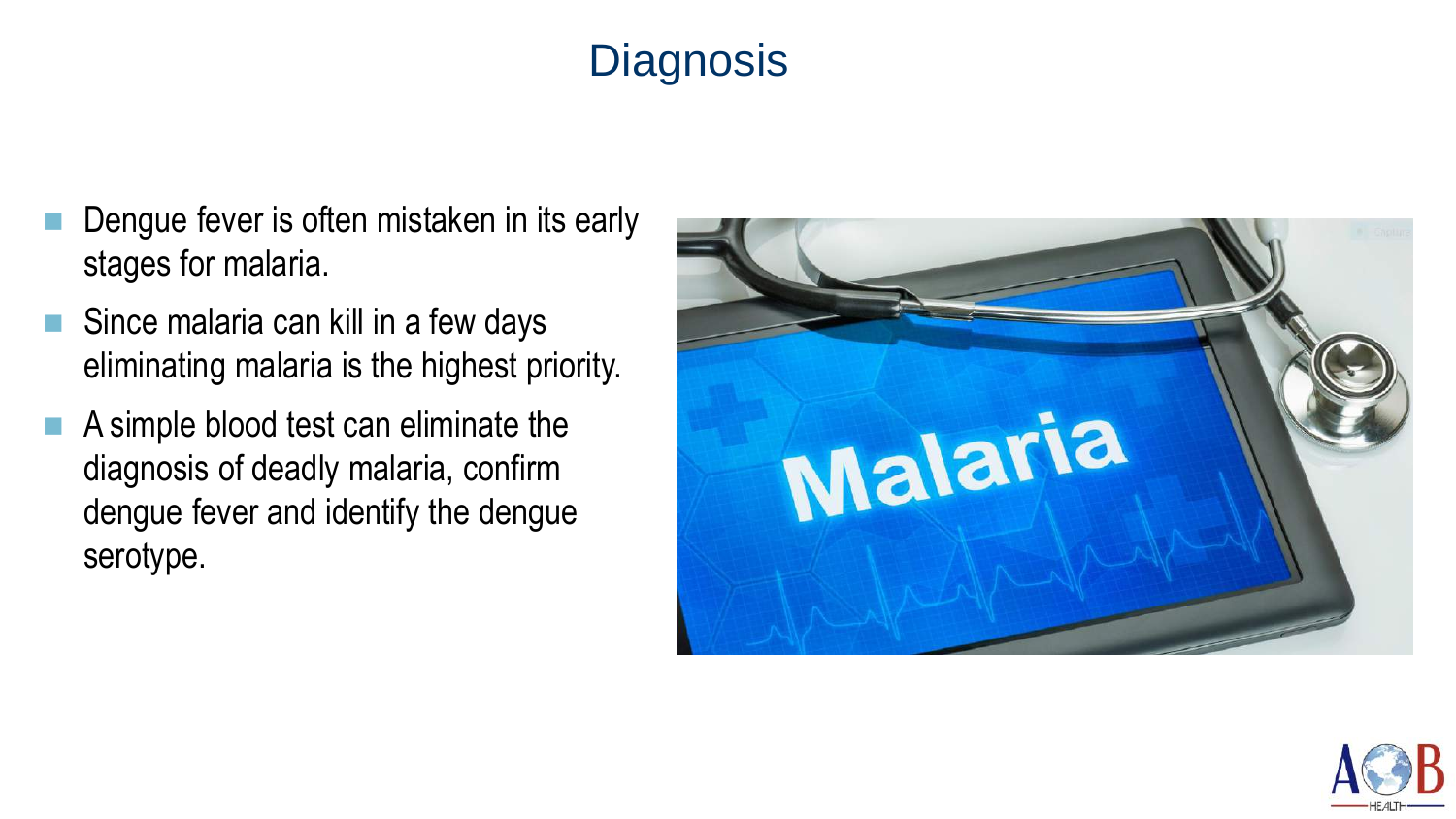# Diagnosis

- Dengue fever is often mistaken in its early stages for malaria.
- Since malaria can kill in a few days eliminating malaria is the highest priority.
- A simple blood test can eliminate the diagnosis of deadly malaria, confirm dengue fever and identify the dengue serotype.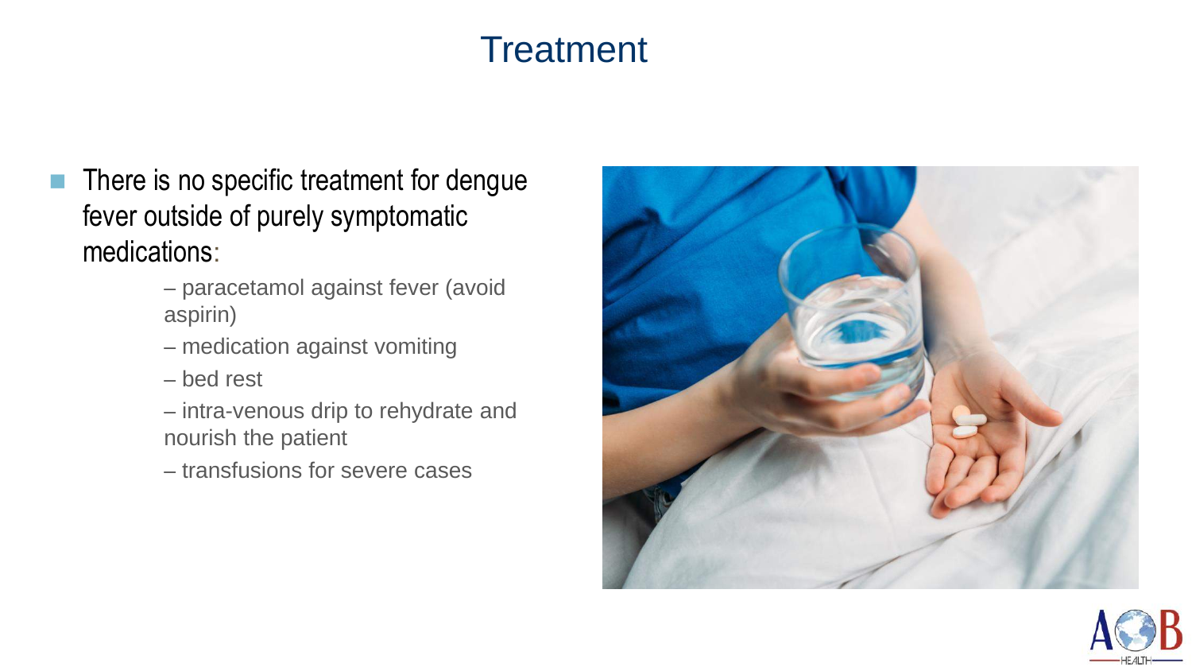# Treatment

- There is no specific treatment for dengue fever outside of purely symptomatic medications:
  - – paracetamol against fever (avoid aspirin)
  - – medication against vomiting
  - – bed rest
  - – intra-venous drip to rehydrate and nourish the patient
  - – transfusions for severe cases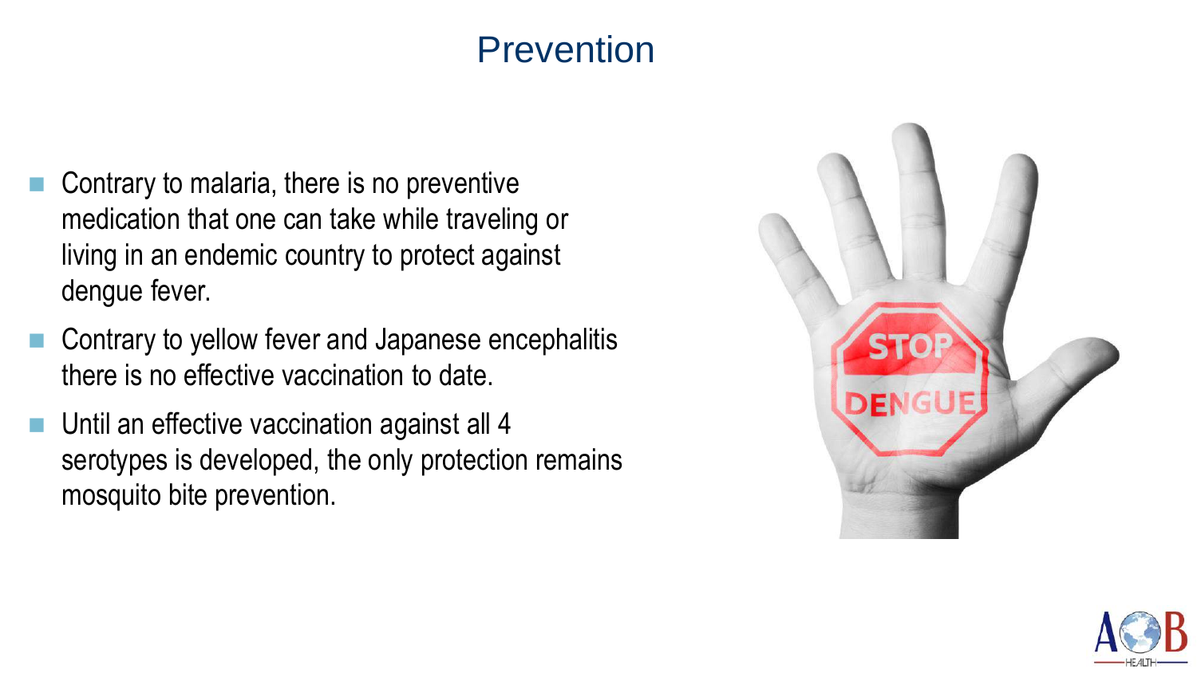# Prevention

- Contrary to malaria, there is no preventive medication that one can take while traveling or living in an endemic country to protect against dengue fever.
- Contrary to yellow fever and Japanese encephalitis there is no effective vaccination to date.
- Until an effective vaccination against all 4 serotypes is developed, the only protection remains mosquito bite prevention.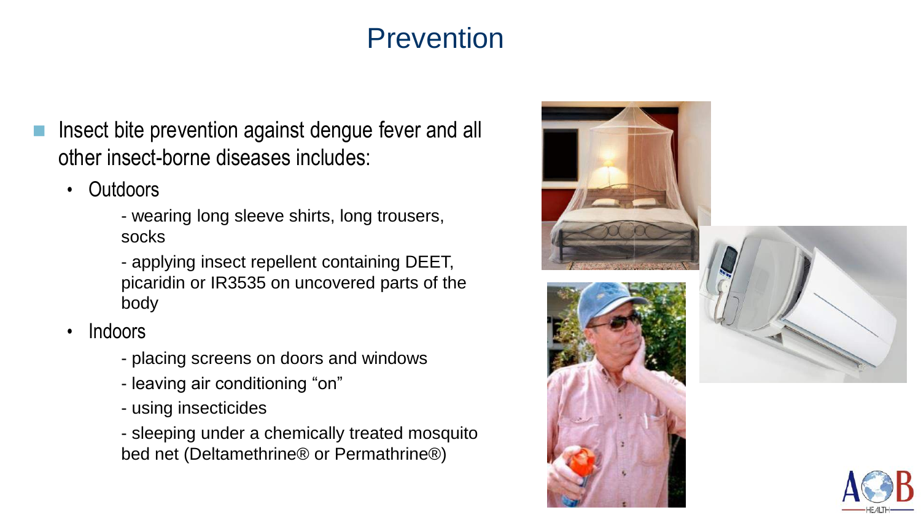# Prevention

- Insect bite prevention against dengue fever and all other insect-borne diseases includes:
  - Outdoors
    - - wearing long sleeve shirts, long trousers, socks
    - - applying insect repellent containing DEET, picaridin or IR3535 on uncovered parts of the body
  - Indoors
    - - placing screens on doors and windows
    - - leaving air conditioning "on"
    - - using insecticides
    - - sleeping under a chemically treated mosquito bed net (Deltamethrine® or Permathrine®)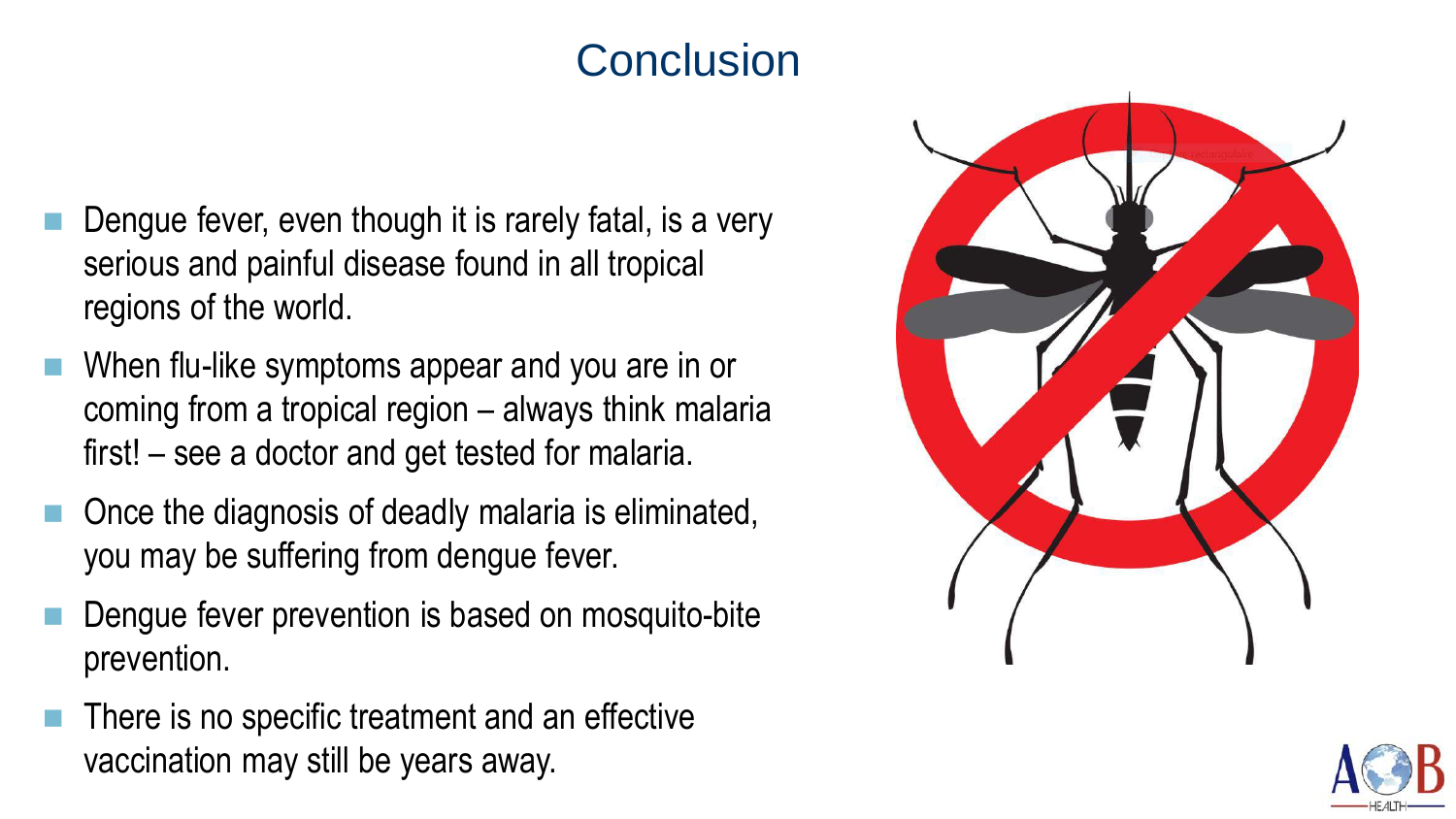# Conclusion

- Dengue fever, even though it is rarely fatal, is a very serious and painful disease found in all tropical regions of the world.
- When flu-like symptoms appear and you are in or coming from a tropical region – always think malaria first! – see a doctor and get tested for malaria.
- Once the diagnosis of deadly malaria is eliminated, you may be suffering from dengue fever.
- Dengue fever prevention is based on mosquito-bite prevention.
- There is no specific treatment and an effective vaccination may still be years away.